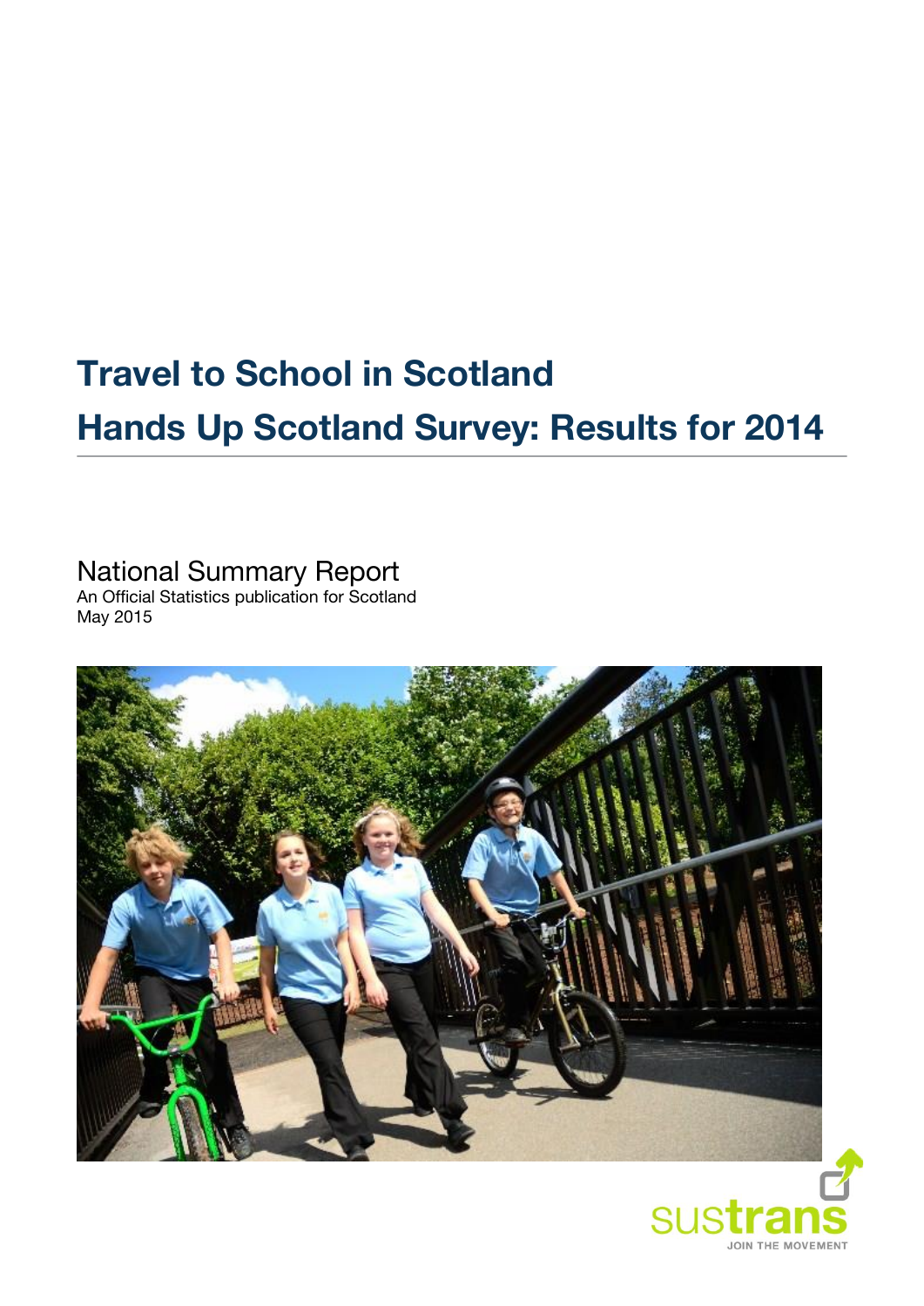# Travel to School in Scotland

# Hands Up Scotland Survey: Results for 2014

## National Summary Report

An Official Statistics publication for Scotland

May 2015

sustrans

JOIN THE MOVEMENT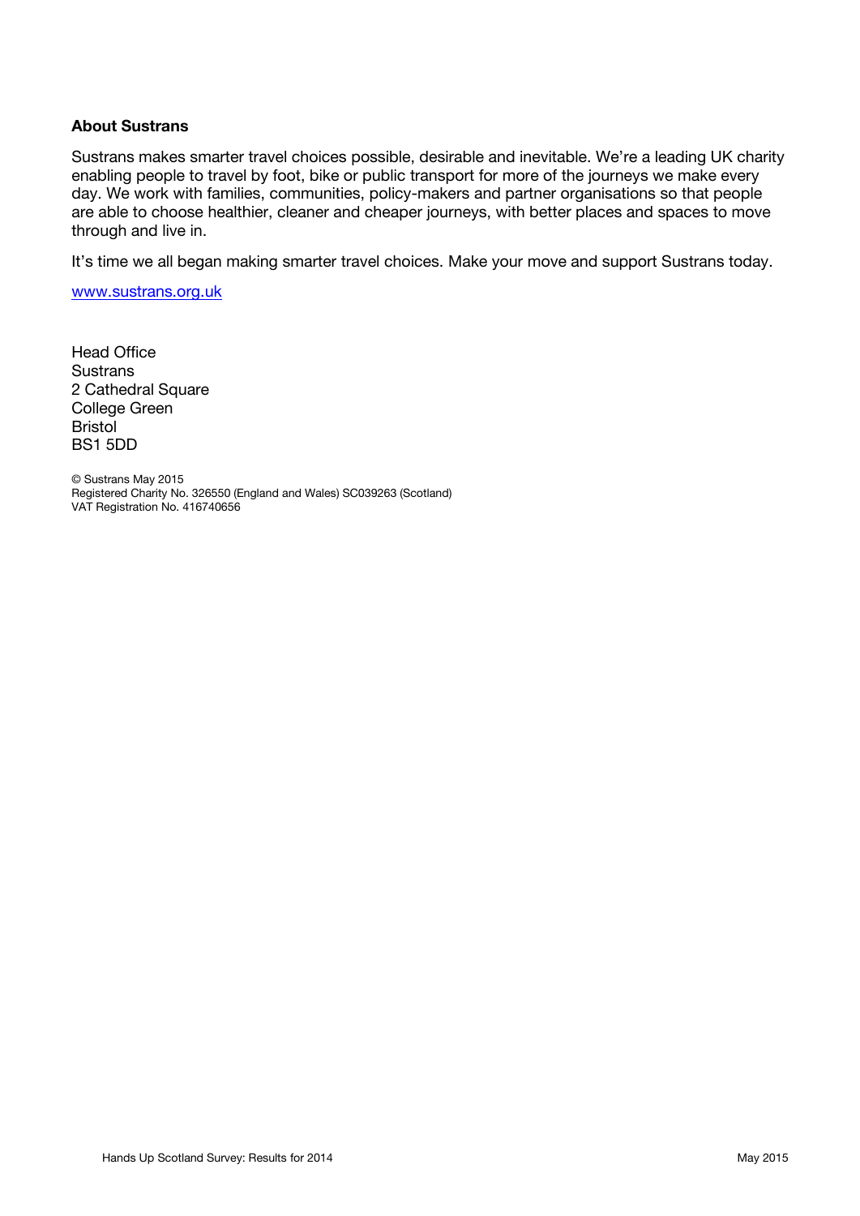**About Sustrans**

Sustrans makes smarter travel choices possible, desirable and inevitable. We're a leading UK charity enabling people to travel by foot, bike or public transport for more of the journeys we make every day. We work with families, communities, policy-makers and partner organisations so that people are able to choose healthier, cleaner and cheaper journeys, with better places and spaces to move through and live in.

It's time we all began making smarter travel choices. Make your move and support Sustrans today.

www.sustrans.org.uk

Head Office
Sustrans
2 Cathedral Square
College Green
Bristol
BS1 5DD

© Sustrans May 2015
Registered Charity No. 326550 (England and Wales) SC039263 (Scotland)
VAT Registration No. 416740656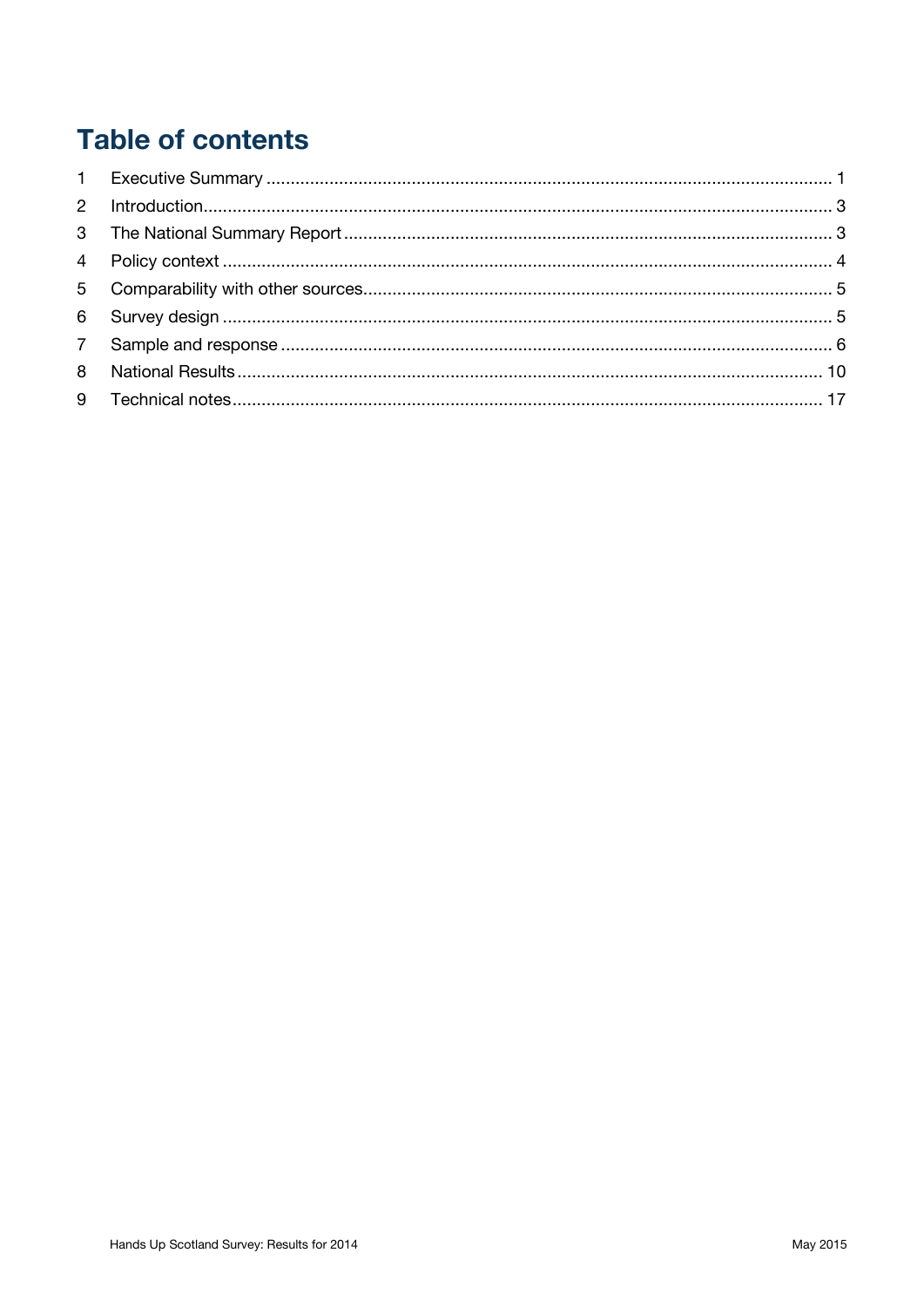# Table of contents

1 Executive Summary ... 1
2 Introduction ... 3
3 The National Summary Report ... 3
4 Policy context ... 4
5 Comparability with other sources ... 5
6 Survey design ... 5
7 Sample and response ... 6
8 National Results ... 10
9 Technical notes ... 17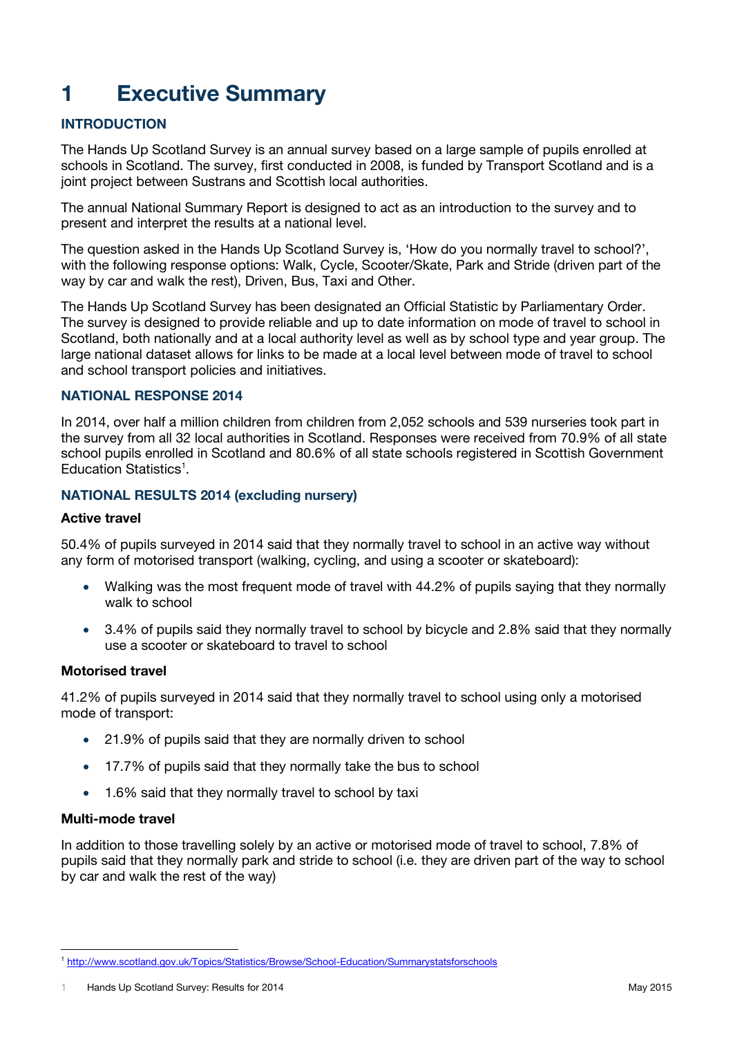# 1 Executive Summary

### INTRODUCTION

The Hands Up Scotland Survey is an annual survey based on a large sample of pupils enrolled at schools in Scotland. The survey, first conducted in 2008, is funded by Transport Scotland and is a joint project between Sustrans and Scottish local authorities.

The annual National Summary Report is designed to act as an introduction to the survey and to present and interpret the results at a national level.

The question asked in the Hands Up Scotland Survey is, 'How do you normally travel to school?', with the following response options: Walk, Cycle, Scooter/Skate, Park and Stride (driven part of the way by car and walk the rest), Driven, Bus, Taxi and Other.

The Hands Up Scotland Survey has been designated an Official Statistic by Parliamentary Order. The survey is designed to provide reliable and up to date information on mode of travel to school in Scotland, both nationally and at a local authority level as well as by school type and year group. The large national dataset allows for links to be made at a local level between mode of travel to school and school transport policies and initiatives.

### NATIONAL RESPONSE 2014

In 2014, over half a million children from children from 2,052 schools and 539 nurseries took part in the survey from all 32 local authorities in Scotland. Responses were received from 70.9% of all state school pupils enrolled in Scotland and 80.6% of all state schools registered in Scottish Government Education Statistics[1].

### NATIONAL RESULTS 2014 (excluding nursery)

#### Active travel

50.4% of pupils surveyed in 2014 said that they normally travel to school in an active way without any form of motorised transport (walking, cycling, and using a scooter or skateboard):

- Walking was the most frequent mode of travel with 44.2% of pupils saying that they normally walk to school
- 3.4% of pupils said they normally travel to school by bicycle and 2.8% said that they normally use a scooter or skateboard to travel to school

#### Motorised travel

41.2% of pupils surveyed in 2014 said that they normally travel to school using only a motorised mode of transport:

- 21.9% of pupils said that they are normally driven to school
- 17.7% of pupils said that they normally take the bus to school
- 1.6% said that they normally travel to school by taxi

#### Multi-mode travel

In addition to those travelling solely by an active or motorised mode of travel to school, 7.8% of pupils said that they normally park and stride to school (i.e. they are driven part of the way to school by car and walk the rest of the way)

[1] http://www.scotland.gov.uk/Topics/Statistics/Browse/School-Education/Summarystatsforschools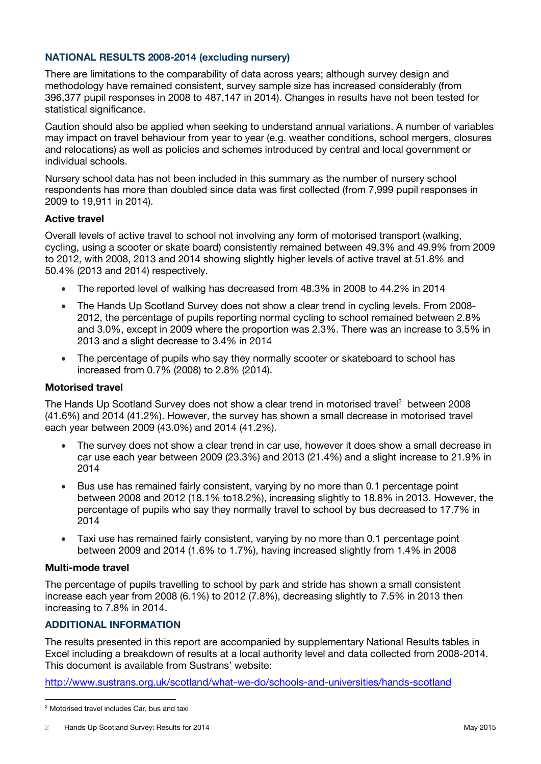## NATIONAL RESULTS 2008-2014 (excluding nursery)

There are limitations to the comparability of data across years; although survey design and methodology have remained consistent, survey sample size has increased considerably (from 396,377 pupil responses in 2008 to 487,147 in 2014). Changes in results have not been tested for statistical significance.

Caution should also be applied when seeking to understand annual variations. A number of variables may impact on travel behaviour from year to year (e.g. weather conditions, school mergers, closures and relocations) as well as policies and schemes introduced by central and local government or individual schools.

Nursery school data has not been included in this summary as the number of nursery school respondents has more than doubled since data was first collected (from 7,999 pupil responses in 2009 to 19,911 in 2014).

### Active travel

Overall levels of active travel to school not involving any form of motorised transport (walking, cycling, using a scooter or skate board) consistently remained between 49.3% and 49.9% from 2009 to 2012, with 2008, 2013 and 2014 showing slightly higher levels of active travel at 51.8% and 50.4% (2013 and 2014) respectively.

- The reported level of walking has decreased from 48.3% in 2008 to 44.2% in 2014
- The Hands Up Scotland Survey does not show a clear trend in cycling levels. From 2008-2012, the percentage of pupils reporting normal cycling to school remained between 2.8% and 3.0%, except in 2009 where the proportion was 2.3%. There was an increase to 3.5% in 2013 and a slight decrease to 3.4% in 2014
- The percentage of pupils who say they normally scooter or skateboard to school has increased from 0.7% (2008) to 2.8% (2014).

### Motorised travel

The Hands Up Scotland Survey does not show a clear trend in motorised travel[2] between 2008 (41.6%) and 2014 (41.2%). However, the survey has shown a small decrease in motorised travel each year between 2009 (43.0%) and 2014 (41.2%).

- The survey does not show a clear trend in car use, however it does show a small decrease in car use each year between 2009 (23.3%) and 2013 (21.4%) and a slight increase to 21.9% in 2014
- Bus use has remained fairly consistent, varying by no more than 0.1 percentage point between 2008 and 2012 (18.1% to18.2%), increasing slightly to 18.8% in 2013. However, the percentage of pupils who say they normally travel to school by bus decreased to 17.7% in 2014
- Taxi use has remained fairly consistent, varying by no more than 0.1 percentage point between 2009 and 2014 (1.6% to 1.7%), having increased slightly from 1.4% in 2008

### Multi-mode travel

The percentage of pupils travelling to school by park and stride has shown a small consistent increase each year from 2008 (6.1%) to 2012 (7.8%), decreasing slightly to 7.5% in 2013 then increasing to 7.8% in 2014.

## ADDITIONAL INFORMATION

The results presented in this report are accompanied by supplementary National Results tables in Excel including a breakdown of results at a local authority level and data collected from 2008-2014. This document is available from Sustrans' website:

http://www.sustrans.org.uk/scotland/what-we-do/schools-and-universities/hands-scotland

---

[2] Motorised travel includes Car, bus and taxi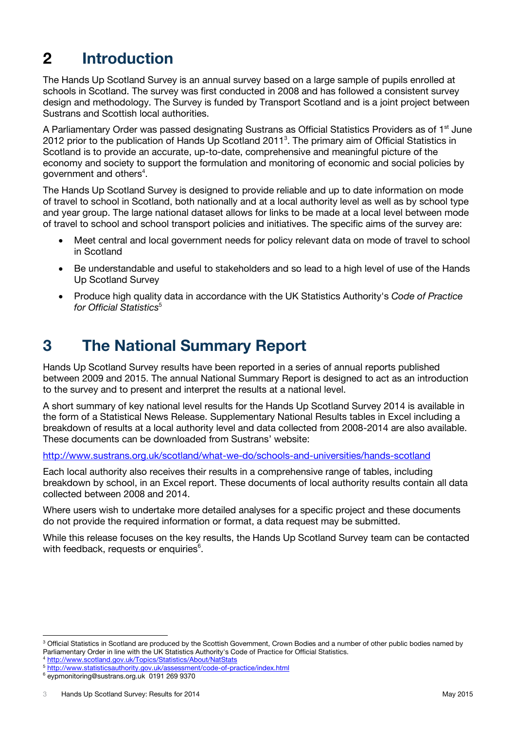## 2 Introduction

The Hands Up Scotland Survey is an annual survey based on a large sample of pupils enrolled at schools in Scotland. The survey was first conducted in 2008 and has followed a consistent survey design and methodology. The Survey is funded by Transport Scotland and is a joint project between Sustrans and Scottish local authorities.

A Parliamentary Order was passed designating Sustrans as Official Statistics Providers as of 1st June 2012 prior to the publication of Hands Up Scotland 2011[3]. The primary aim of Official Statistics in Scotland is to provide an accurate, up-to-date, comprehensive and meaningful picture of the economy and society to support the formulation and monitoring of economic and social policies by government and others[4].

The Hands Up Scotland Survey is designed to provide reliable and up to date information on mode of travel to school in Scotland, both nationally and at a local authority level as well as by school type and year group. The large national dataset allows for links to be made at a local level between mode of travel to school and school transport policies and initiatives. The specific aims of the survey are:

- Meet central and local government needs for policy relevant data on mode of travel to school in Scotland
- Be understandable and useful to stakeholders and so lead to a high level of use of the Hands Up Scotland Survey
- Produce high quality data in accordance with the UK Statistics Authority's *Code of Practice for Official Statistics*[5]

## 3 The National Summary Report

Hands Up Scotland Survey results have been reported in a series of annual reports published between 2009 and 2015. The annual National Summary Report is designed to act as an introduction to the survey and to present and interpret the results at a national level.

A short summary of key national level results for the Hands Up Scotland Survey 2014 is available in the form of a Statistical News Release. Supplementary National Results tables in Excel including a breakdown of results at a local authority level and data collected from 2008-2014 are also available. These documents can be downloaded from Sustrans' website:

http://www.sustrans.org.uk/scotland/what-we-do/schools-and-universities/hands-scotland

Each local authority also receives their results in a comprehensive range of tables, including breakdown by school, in an Excel report. These documents of local authority results contain all data collected between 2008 and 2014.

Where users wish to undertake more detailed analyses for a specific project and these documents do not provide the required information or format, a data request may be submitted.

While this release focuses on the key results, the Hands Up Scotland Survey team can be contacted with feedback, requests or enquiries[6].

---

[3] Official Statistics in Scotland are produced by the Scottish Government, Crown Bodies and a number of other public bodies named by Parliamentary Order in line with the UK Statistics Authority's Code of Practice for Official Statistics.

[4] http://www.scotland.gov.uk/Topics/Statistics/About/NatStats

[5] http://www.statisticsauthority.gov.uk/assessment/code-of-practice/index.html

[6] eypmonitoring@sustrans.org.uk 0191 269 9370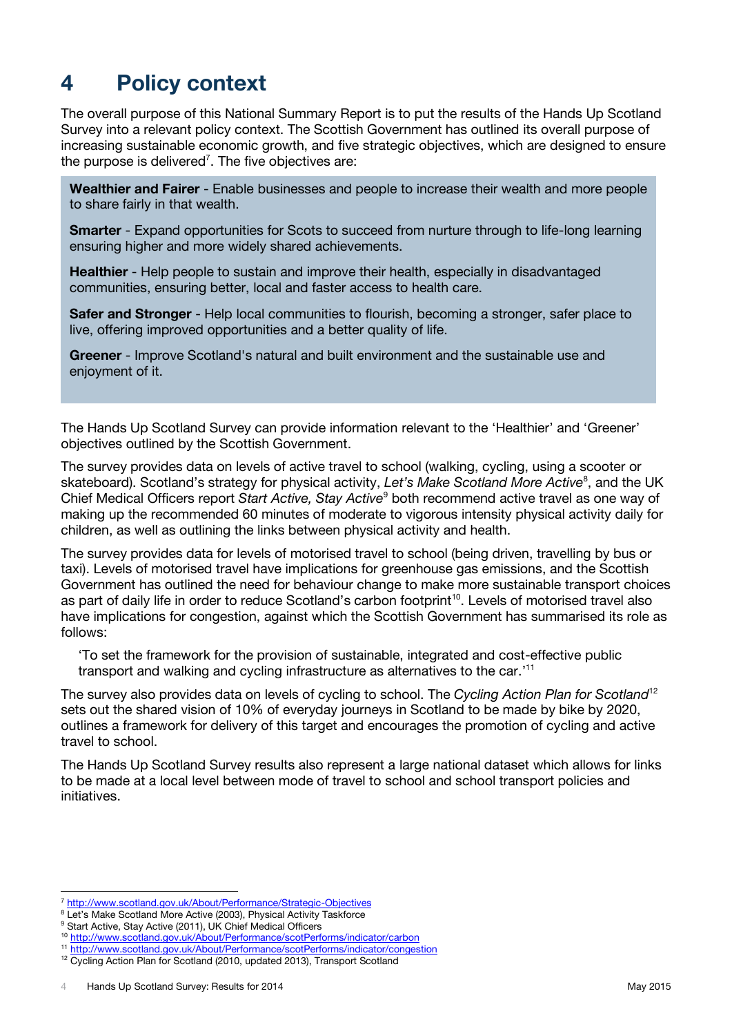# 4 Policy context

The overall purpose of this National Summary Report is to put the results of the Hands Up Scotland Survey into a relevant policy context. The Scottish Government has outlined its overall purpose of increasing sustainable economic growth, and five strategic objectives, which are designed to ensure the purpose is delivered[7]. The five objectives are:

**Wealthier and Fairer** - Enable businesses and people to increase their wealth and more people to share fairly in that wealth.

**Smarter** - Expand opportunities for Scots to succeed from nurture through to life-long learning ensuring higher and more widely shared achievements.

**Healthier** - Help people to sustain and improve their health, especially in disadvantaged communities, ensuring better, local and faster access to health care.

**Safer and Stronger** - Help local communities to flourish, becoming a stronger, safer place to live, offering improved opportunities and a better quality of life.

**Greener** - Improve Scotland's natural and built environment and the sustainable use and enjoyment of it.

The Hands Up Scotland Survey can provide information relevant to the 'Healthier' and 'Greener' objectives outlined by the Scottish Government.

The survey provides data on levels of active travel to school (walking, cycling, using a scooter or skateboard). Scotland's strategy for physical activity, *Let's Make Scotland More Active*[8], and the UK Chief Medical Officers report *Start Active, Stay Active*[9] both recommend active travel as one way of making up the recommended 60 minutes of moderate to vigorous intensity physical activity daily for children, as well as outlining the links between physical activity and health.

The survey provides data for levels of motorised travel to school (being driven, travelling by bus or taxi). Levels of motorised travel have implications for greenhouse gas emissions, and the Scottish Government has outlined the need for behaviour change to make more sustainable transport choices as part of daily life in order to reduce Scotland's carbon footprint[10]. Levels of motorised travel also have implications for congestion, against which the Scottish Government has summarised its role as follows:

> 'To set the framework for the provision of sustainable, integrated and cost-effective public transport and walking and cycling infrastructure as alternatives to the car.'[11]

The survey also provides data on levels of cycling to school. The *Cycling Action Plan for Scotland*[12] sets out the shared vision of 10% of everyday journeys in Scotland to be made by bike by 2020, outlines a framework for delivery of this target and encourages the promotion of cycling and active travel to school.

The Hands Up Scotland Survey results also represent a large national dataset which allows for links to be made at a local level between mode of travel to school and school transport policies and initiatives.

---

[7] http://www.scotland.gov.uk/About/Performance/Strategic-Objectives
[8] Let's Make Scotland More Active (2003), Physical Activity Taskforce
[9] Start Active, Stay Active (2011), UK Chief Medical Officers
[10] http://www.scotland.gov.uk/About/Performance/scotPerforms/indicator/carbon
[11] http://www.scotland.gov.uk/About/Performance/scotPerforms/indicator/congestion
[12] Cycling Action Plan for Scotland (2010, updated 2013), Transport Scotland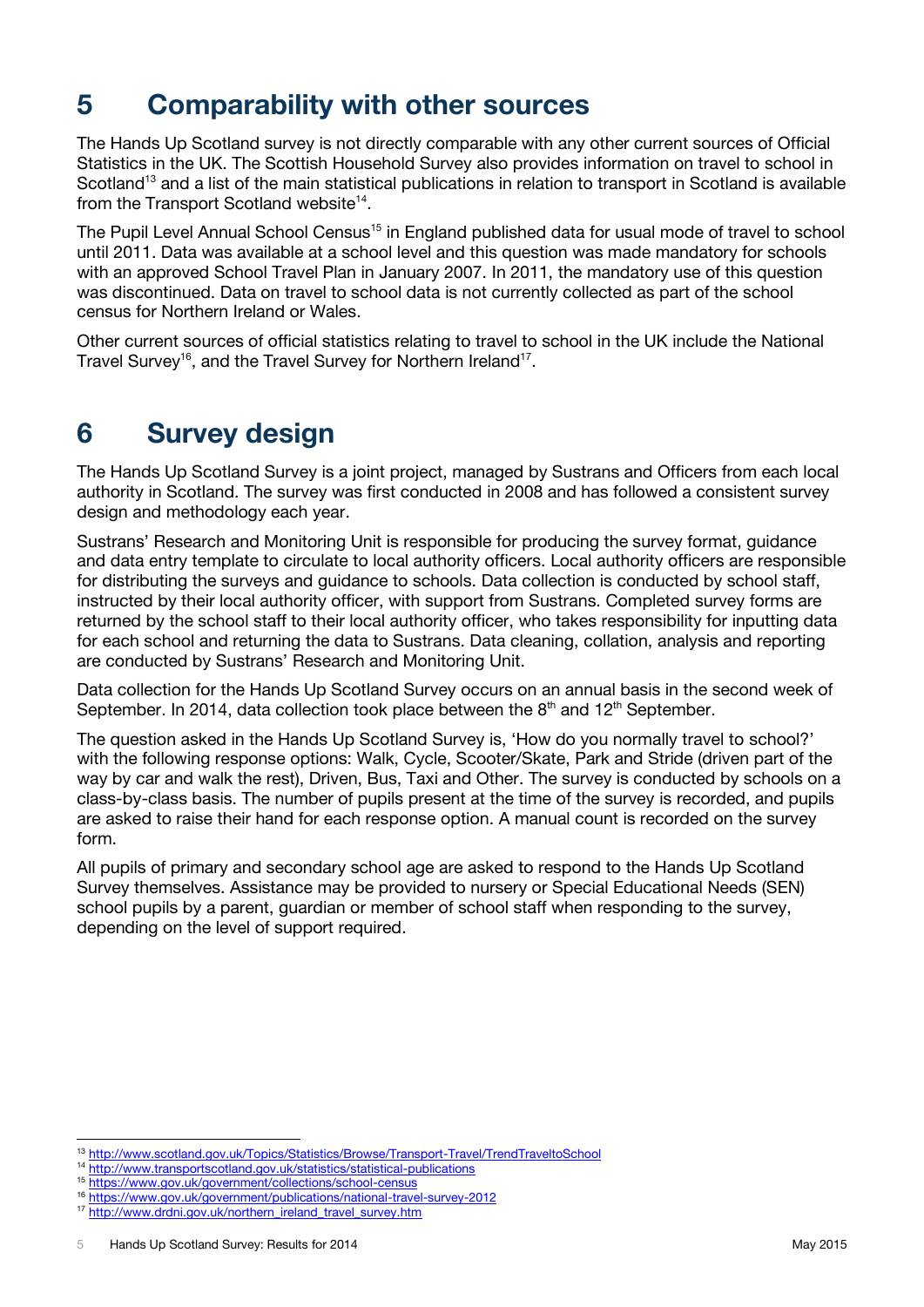# 5 Comparability with other sources

The Hands Up Scotland survey is not directly comparable with any other current sources of Official Statistics in the UK. The Scottish Household Survey also provides information on travel to school in Scotland[13] and a list of the main statistical publications in relation to transport in Scotland is available from the Transport Scotland website[14].

The Pupil Level Annual School Census[15] in England published data for usual mode of travel to school until 2011. Data was available at a school level and this question was made mandatory for schools with an approved School Travel Plan in January 2007. In 2011, the mandatory use of this question was discontinued. Data on travel to school data is not currently collected as part of the school census for Northern Ireland or Wales.

Other current sources of official statistics relating to travel to school in the UK include the National Travel Survey[16], and the Travel Survey for Northern Ireland[17].

# 6 Survey design

The Hands Up Scotland Survey is a joint project, managed by Sustrans and Officers from each local authority in Scotland. The survey was first conducted in 2008 and has followed a consistent survey design and methodology each year.

Sustrans' Research and Monitoring Unit is responsible for producing the survey format, guidance and data entry template to circulate to local authority officers. Local authority officers are responsible for distributing the surveys and guidance to schools. Data collection is conducted by school staff, instructed by their local authority officer, with support from Sustrans. Completed survey forms are returned by the school staff to their local authority officer, who takes responsibility for inputting data for each school and returning the data to Sustrans. Data cleaning, collation, analysis and reporting are conducted by Sustrans' Research and Monitoring Unit.

Data collection for the Hands Up Scotland Survey occurs on an annual basis in the second week of September. In 2014, data collection took place between the 8th and 12th September.

The question asked in the Hands Up Scotland Survey is, 'How do you normally travel to school?' with the following response options: Walk, Cycle, Scooter/Skate, Park and Stride (driven part of the way by car and walk the rest), Driven, Bus, Taxi and Other. The survey is conducted by schools on a class-by-class basis. The number of pupils present at the time of the survey is recorded, and pupils are asked to raise their hand for each response option. A manual count is recorded on the survey form.

All pupils of primary and secondary school age are asked to respond to the Hands Up Scotland Survey themselves. Assistance may be provided to nursery or Special Educational Needs (SEN) school pupils by a parent, guardian or member of school staff when responding to the survey, depending on the level of support required.

---

[13] http://www.scotland.gov.uk/Topics/Statistics/Browse/Transport-Travel/TrendTraveltoSchool

[14] http://www.transportscotland.gov.uk/statistics/statistical-publications

[15] https://www.gov.uk/government/collections/school-census

[16] https://www.gov.uk/government/publications/national-travel-survey-2012

[17] http://www.drdni.gov.uk/northern_ireland_travel_survey.htm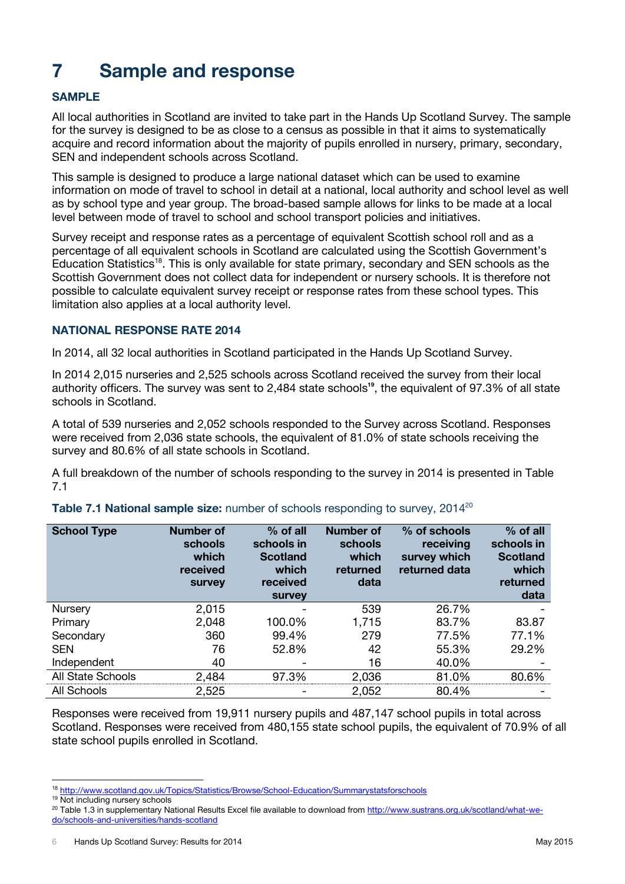# 7 Sample and response

## SAMPLE

All local authorities in Scotland are invited to take part in the Hands Up Scotland Survey. The sample for the survey is designed to be as close to a census as possible in that it aims to systematically acquire and record information about the majority of pupils enrolled in nursery, primary, secondary, SEN and independent schools across Scotland.

This sample is designed to produce a large national dataset which can be used to examine information on mode of travel to school in detail at a national, local authority and school level as well as by school type and year group. The broad-based sample allows for links to be made at a local level between mode of travel to school and school transport policies and initiatives.

Survey receipt and response rates as a percentage of equivalent Scottish school roll and as a percentage of all equivalent schools in Scotland are calculated using the Scottish Government's Education Statistics[18]. This is only available for state primary, secondary and SEN schools as the Scottish Government does not collect data for independent or nursery schools. It is therefore not possible to calculate equivalent survey receipt or response rates from these school types. This limitation also applies at a local authority level.

## NATIONAL RESPONSE RATE 2014

In 2014, all 32 local authorities in Scotland participated in the Hands Up Scotland Survey.

In 2014 2,015 nurseries and 2,525 schools across Scotland received the survey from their local authority officers. The survey was sent to 2,484 state schools[19], the equivalent of 97.3% of all state schools in Scotland.

A total of 539 nurseries and 2,052 schools responded to the Survey across Scotland. Responses were received from 2,036 state schools, the equivalent of 81.0% of state schools receiving the survey and 80.6% of all state schools in Scotland.

A full breakdown of the number of schools responding to the survey in 2014 is presented in Table 7.1

**Table 7.1 National sample size:** number of schools responding to survey, 2014[20]

| School Type | Number of schools which received survey | % of all schools in Scotland which received survey | Number of schools which returned data | % of schools receiving survey which returned data | % of all schools in Scotland which returned data |
|---|---|---|---|---|---|
| Nursery | 2,015 | - | 539 | 26.7% | - |
| Primary | 2,048 | 100.0% | 1,715 | 83.7% | 83.87 |
| Secondary | 360 | 99.4% | 279 | 77.5% | 77.1% |
| SEN | 76 | 52.8% | 42 | 55.3% | 29.2% |
| Independent | 40 | - | 16 | 40.0% | - |
| All State Schools | 2,484 | 97.3% | 2,036 | 81.0% | 80.6% |
| All Schools | 2,525 | - | 2,052 | 80.4% | - |

Responses were received from 19,911 nursery pupils and 487,147 school pupils in total across Scotland. Responses were received from 480,155 state school pupils, the equivalent of 70.9% of all state school pupils enrolled in Scotland.

[18] http://www.scotland.gov.uk/Topics/Statistics/Browse/School-Education/Summarystatsforschools

[19] Not including nursery schools

[20] Table 1.3 in supplementary National Results Excel file available to download from http://www.sustrans.org.uk/scotland/what-we-do/schools-and-universities/hands-scotland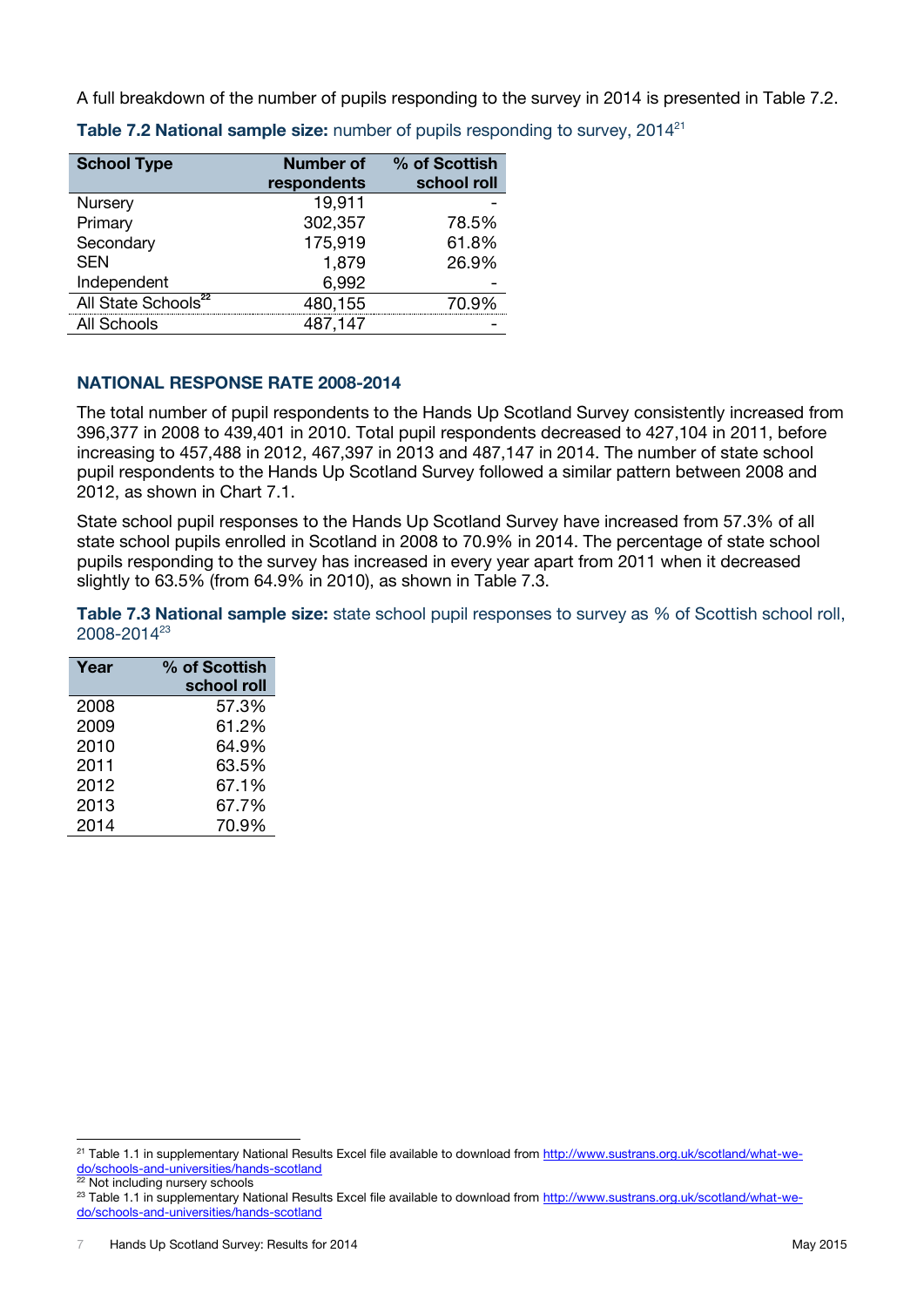A full breakdown of the number of pupils responding to the survey in 2014 is presented in Table 7.2.

**Table 7.2 National sample size:** number of pupils responding to survey, 2014[21]

| School Type | Number of respondents | % of Scottish school roll |
|---|---|---|
| Nursery | 19,911 | - |
| Primary | 302,357 | 78.5% |
| Secondary | 175,919 | 61.8% |
| SEN | 1,879 | 26.9% |
| Independent | 6,992 | - |
| All State Schools[22] | 480,155 | 70.9% |
| All Schools | 487,147 | - |

### NATIONAL RESPONSE RATE 2008-2014

The total number of pupil respondents to the Hands Up Scotland Survey consistently increased from 396,377 in 2008 to 439,401 in 2010. Total pupil respondents decreased to 427,104 in 2011, before increasing to 457,488 in 2012, 467,397 in 2013 and 487,147 in 2014. The number of state school pupil respondents to the Hands Up Scotland Survey followed a similar pattern between 2008 and 2012, as shown in Chart 7.1.

State school pupil responses to the Hands Up Scotland Survey have increased from 57.3% of all state school pupils enrolled in Scotland in 2008 to 70.9% in 2014. The percentage of state school pupils responding to the survey has increased in every year apart from 2011 when it decreased slightly to 63.5% (from 64.9% in 2010), as shown in Table 7.3.

**Table 7.3 National sample size:** state school pupil responses to survey as % of Scottish school roll, 2008-2014[23]

| Year | % of Scottish school roll |
|---|---|
| 2008 | 57.3% |
| 2009 | 61.2% |
| 2010 | 64.9% |
| 2011 | 63.5% |
| 2012 | 67.1% |
| 2013 | 67.7% |
| 2014 | 70.9% |

---

[21] Table 1.1 in supplementary National Results Excel file available to download from http://www.sustrans.org.uk/scotland/what-we-do/schools-and-universities/hands-scotland

[22] Not including nursery schools

[23] Table 1.1 in supplementary National Results Excel file available to download from http://www.sustrans.org.uk/scotland/what-we-do/schools-and-universities/hands-scotland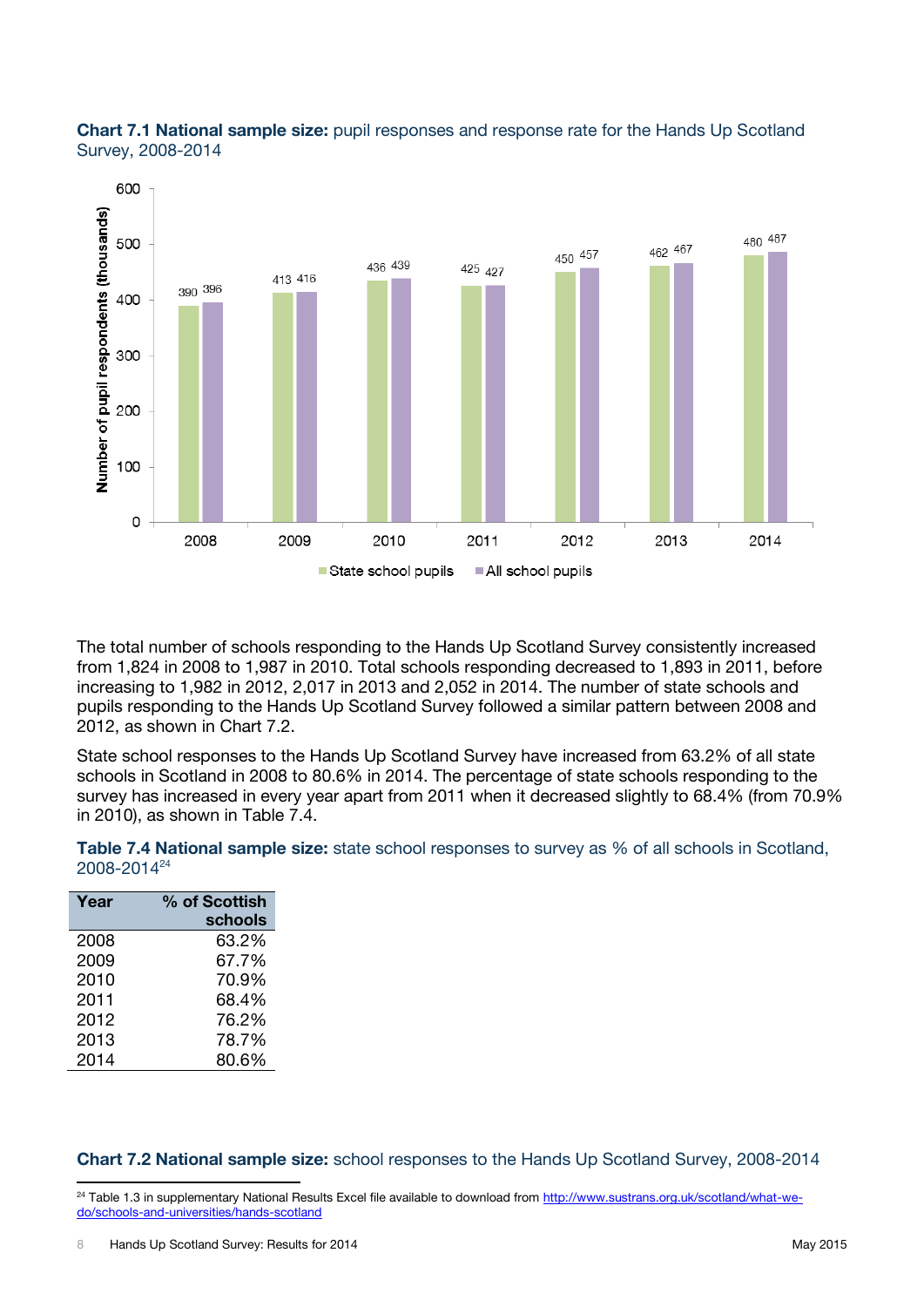**Chart 7.1 National sample size:** pupil responses and response rate for the Hands Up Scotland Survey, 2008-2014

| Year | State school pupils (thousands) | All school pupils (thousands) |
|---|---|---|
| 2008 | 390 | 396 |
| 2009 | 413 | 416 |
| 2010 | 436 | 439 |
| 2011 | 425 | 427 |
| 2012 | 450 | 457 |
| 2013 | 462 | 467 |
| 2014 | 480 | 487 |

The total number of schools responding to the Hands Up Scotland Survey consistently increased from 1,824 in 2008 to 1,987 in 2010. Total schools responding decreased to 1,893 in 2011, before increasing to 1,982 in 2012, 2,017 in 2013 and 2,052 in 2014. The number of state schools and pupils responding to the Hands Up Scotland Survey followed a similar pattern between 2008 and 2012, as shown in Chart 7.2.

State school responses to the Hands Up Scotland Survey have increased from 63.2% of all state schools in Scotland in 2008 to 80.6% in 2014. The percentage of state schools responding to the survey has increased in every year apart from 2011 when it decreased slightly to 68.4% (from 70.9% in 2010), as shown in Table 7.4.

**Table 7.4 National sample size:** state school responses to survey as % of all schools in Scotland, 2008-2014[24]

| Year | % of Scottish schools |
|---|---|
| 2008 | 63.2% |
| 2009 | 67.7% |
| 2010 | 70.9% |
| 2011 | 68.4% |
| 2012 | 76.2% |
| 2013 | 78.7% |
| 2014 | 80.6% |

**Chart 7.2 National sample size:** school responses to the Hands Up Scotland Survey, 2008-2014

[24] Table 1.3 in supplementary National Results Excel file available to download from http://www.sustrans.org.uk/scotland/what-we-do/schools-and-universities/hands-scotland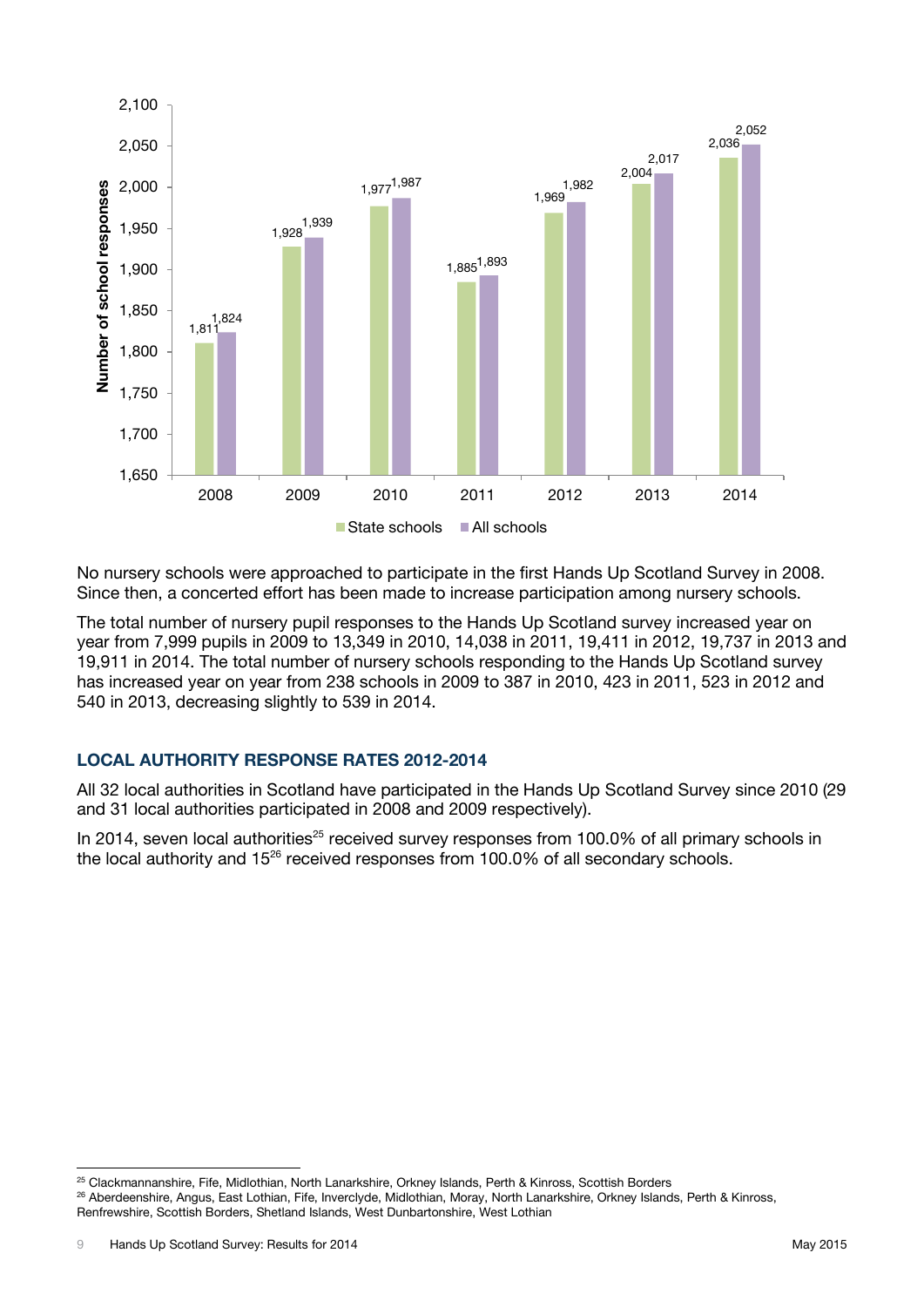| Year | State schools | All schools |
|---|---|---|
| 2008 | 1,811 | 1,824 |
| 2009 | 1,928 | 1,939 |
| 2010 | 1,977 | 1,987 |
| 2011 | 1,885 | 1,893 |
| 2012 | 1,969 | 1,982 |
| 2013 | 2,004 | 2,017 |
| 2014 | 2,036 | 2,052 |

No nursery schools were approached to participate in the first Hands Up Scotland Survey in 2008. Since then, a concerted effort has been made to increase participation among nursery schools.

The total number of nursery pupil responses to the Hands Up Scotland survey increased year on year from 7,999 pupils in 2009 to 13,349 in 2010, 14,038 in 2011, 19,411 in 2012, 19,737 in 2013 and 19,911 in 2014. The total number of nursery schools responding to the Hands Up Scotland survey has increased year on year from 238 schools in 2009 to 387 in 2010, 423 in 2011, 523 in 2012 and 540 in 2013, decreasing slightly to 539 in 2014.

## LOCAL AUTHORITY RESPONSE RATES 2012-2014

All 32 local authorities in Scotland have participated in the Hands Up Scotland Survey since 2010 (29 and 31 local authorities participated in 2008 and 2009 respectively).

In 2014, seven local authorities[25] received survey responses from 100.0% of all primary schools in the local authority and 15[26] received responses from 100.0% of all secondary schools.

[25] Clackmannanshire, Fife, Midlothian, North Lanarkshire, Orkney Islands, Perth & Kinross, Scottish Borders

[26] Aberdeenshire, Angus, East Lothian, Fife, Inverclyde, Midlothian, Moray, North Lanarkshire, Orkney Islands, Perth & Kinross, Renfrewshire, Scottish Borders, Shetland Islands, West Dunbartonshire, West Lothian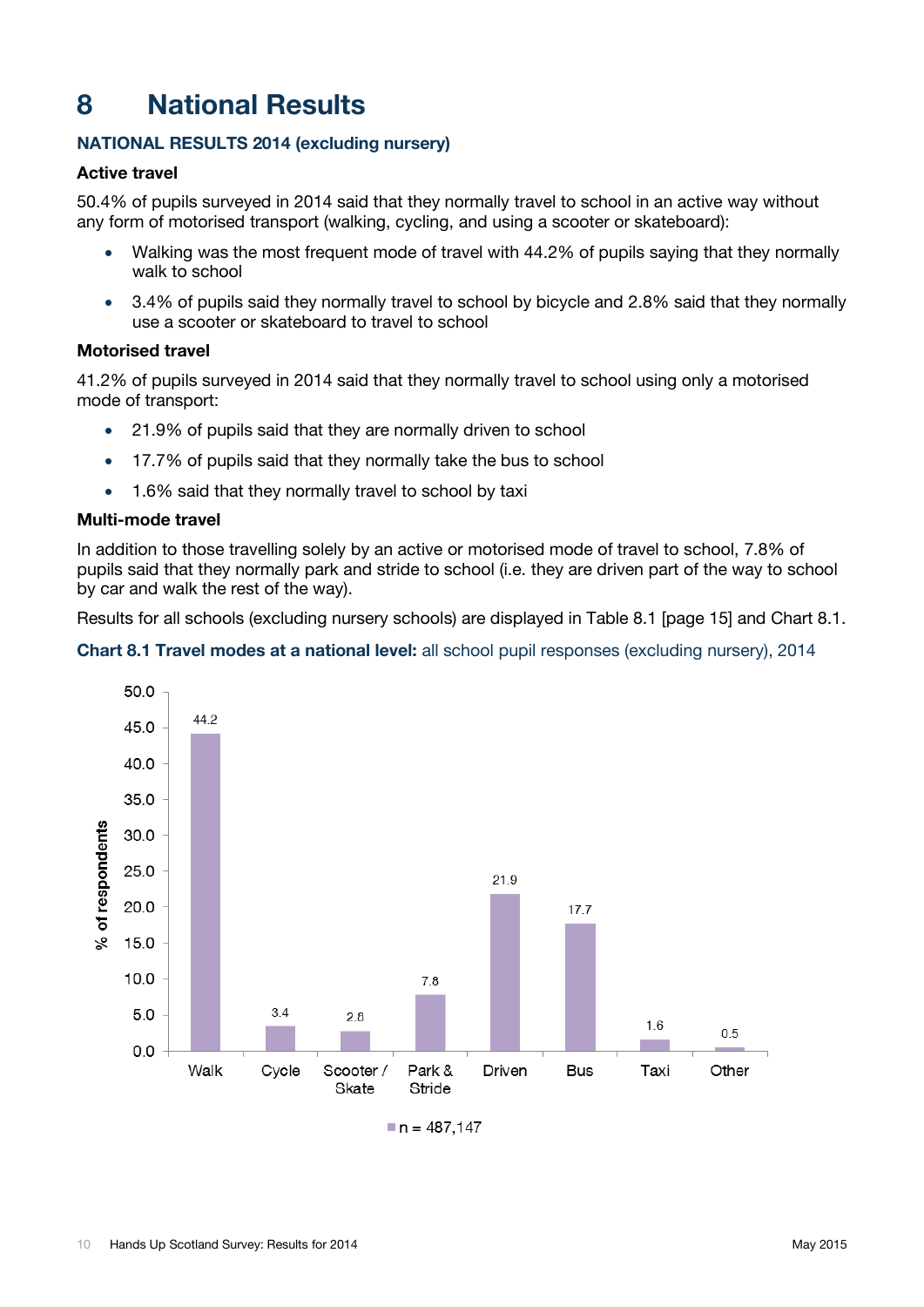# 8 National Results

### NATIONAL RESULTS 2014 (excluding nursery)

**Active travel**

50.4% of pupils surveyed in 2014 said that they normally travel to school in an active way without any form of motorised transport (walking, cycling, and using a scooter or skateboard):

- Walking was the most frequent mode of travel with 44.2% of pupils saying that they normally walk to school
- 3.4% of pupils said they normally travel to school by bicycle and 2.8% said that they normally use a scooter or skateboard to travel to school

**Motorised travel**

41.2% of pupils surveyed in 2014 said that they normally travel to school using only a motorised mode of transport:

- 21.9% of pupils said that they are normally driven to school
- 17.7% of pupils said that they normally take the bus to school
- 1.6% said that they normally travel to school by taxi

**Multi-mode travel**

In addition to those travelling solely by an active or motorised mode of travel to school, 7.8% of pupils said that they normally park and stride to school (i.e. they are driven part of the way to school by car and walk the rest of the way).

Results for all schools (excluding nursery schools) are displayed in Table 8.1 [page 15] and Chart 8.1.

**Chart 8.1 Travel modes at a national level:** all school pupil responses (excluding nursery), 2014

| Travel mode | % of respondents |
|---|---|
| Walk | 44.2 |
| Cycle | 3.4 |
| Scooter / Skate | 2.8 |
| Park & Stride | 7.8 |
| Driven | 21.9 |
| Bus | 17.7 |
| Taxi | 1.6 |
| Other | 0.5 |

n = 487,147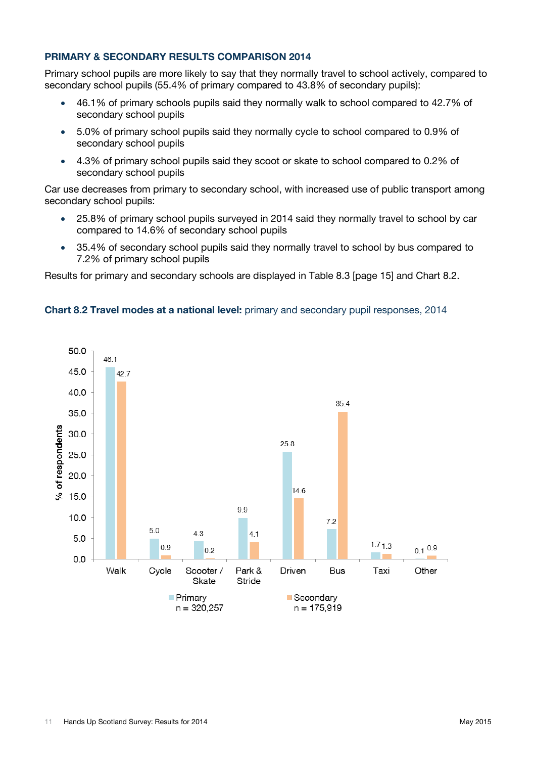## PRIMARY & SECONDARY RESULTS COMPARISON 2014

Primary school pupils are more likely to say that they normally travel to school actively, compared to secondary school pupils (55.4% of primary compared to 43.8% of secondary pupils):

- 46.1% of primary schools pupils said they normally walk to school compared to 42.7% of secondary school pupils
- 5.0% of primary school pupils said they normally cycle to school compared to 0.9% of secondary school pupils
- 4.3% of primary school pupils said they scoot or skate to school compared to 0.2% of secondary school pupils

Car use decreases from primary to secondary school, with increased use of public transport among secondary school pupils:

- 25.8% of primary school pupils surveyed in 2014 said they normally travel to school by car compared to 14.6% of secondary school pupils
- 35.4% of secondary school pupils said they normally travel to school by bus compared to 7.2% of primary school pupils

Results for primary and secondary schools are displayed in Table 8.3 [page 15] and Chart 8.2.

**Chart 8.2 Travel modes at a national level:** primary and secondary pupil responses, 2014

| % of respondents | Walk | Cycle | Scooter / Skate | Park & Stride | Driven | Bus | Taxi | Other |
|---|---|---|---|---|---|---|---|---|
| Primary (n = 320,257) | 46.1 | 5.0 | 4.3 | 9.9 | 25.8 | 7.2 | 1.7 | 0.1 |
| Secondary (n = 175,919) | 42.7 | 0.9 | 0.2 | 4.1 | 14.6 | 35.4 | 1.3 | 0.9 |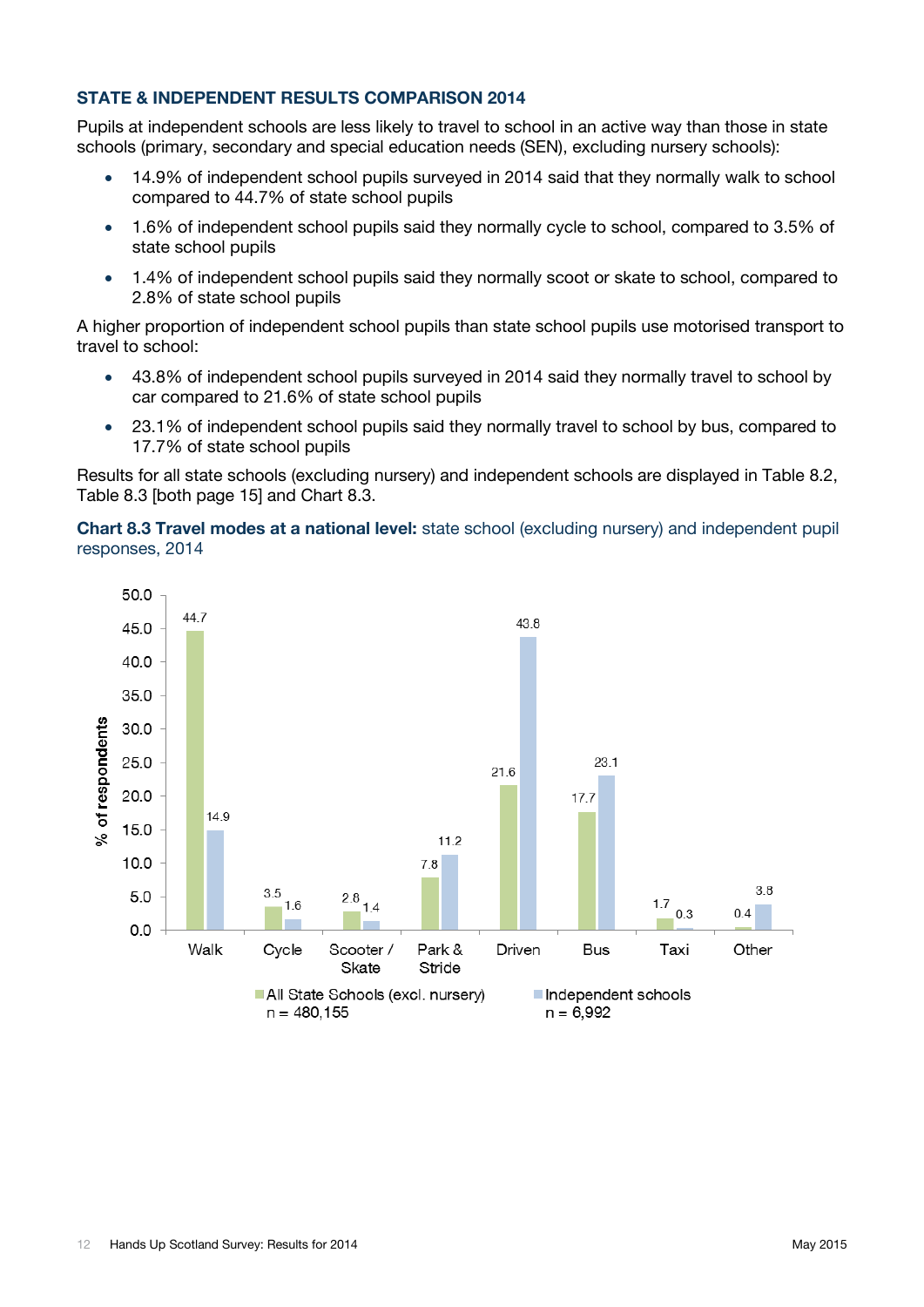## STATE & INDEPENDENT RESULTS COMPARISON 2014

Pupils at independent schools are less likely to travel to school in an active way than those in state schools (primary, secondary and special education needs (SEN), excluding nursery schools):

- 14.9% of independent school pupils surveyed in 2014 said that they normally walk to school compared to 44.7% of state school pupils
- 1.6% of independent school pupils said they normally cycle to school, compared to 3.5% of state school pupils
- 1.4% of independent school pupils said they normally scoot or skate to school, compared to 2.8% of state school pupils

A higher proportion of independent school pupils than state school pupils use motorised transport to travel to school:

- 43.8% of independent school pupils surveyed in 2014 said they normally travel to school by car compared to 21.6% of state school pupils
- 23.1% of independent school pupils said they normally travel to school by bus, compared to 17.7% of state school pupils

Results for all state schools (excluding nursery) and independent schools are displayed in Table 8.2, Table 8.3 [both page 15] and Chart 8.3.

**Chart 8.3 Travel modes at a national level:** state school (excluding nursery) and independent pupil responses, 2014

| % of respondents | Walk | Cycle | Scooter / Skate | Park & Stride | Driven | Bus | Taxi | Other |
|---|---|---|---|---|---|---|---|---|
| All State Schools (excl. nursery) n = 480,155 | 44.7 | 3.5 | 2.8 | 7.8 | 21.6 | 17.7 | 1.7 | 0.4 |
| Independent schools n = 6,992 | 14.9 | 1.6 | 1.4 | 11.2 | 43.8 | 23.1 | 0.3 | 3.8 |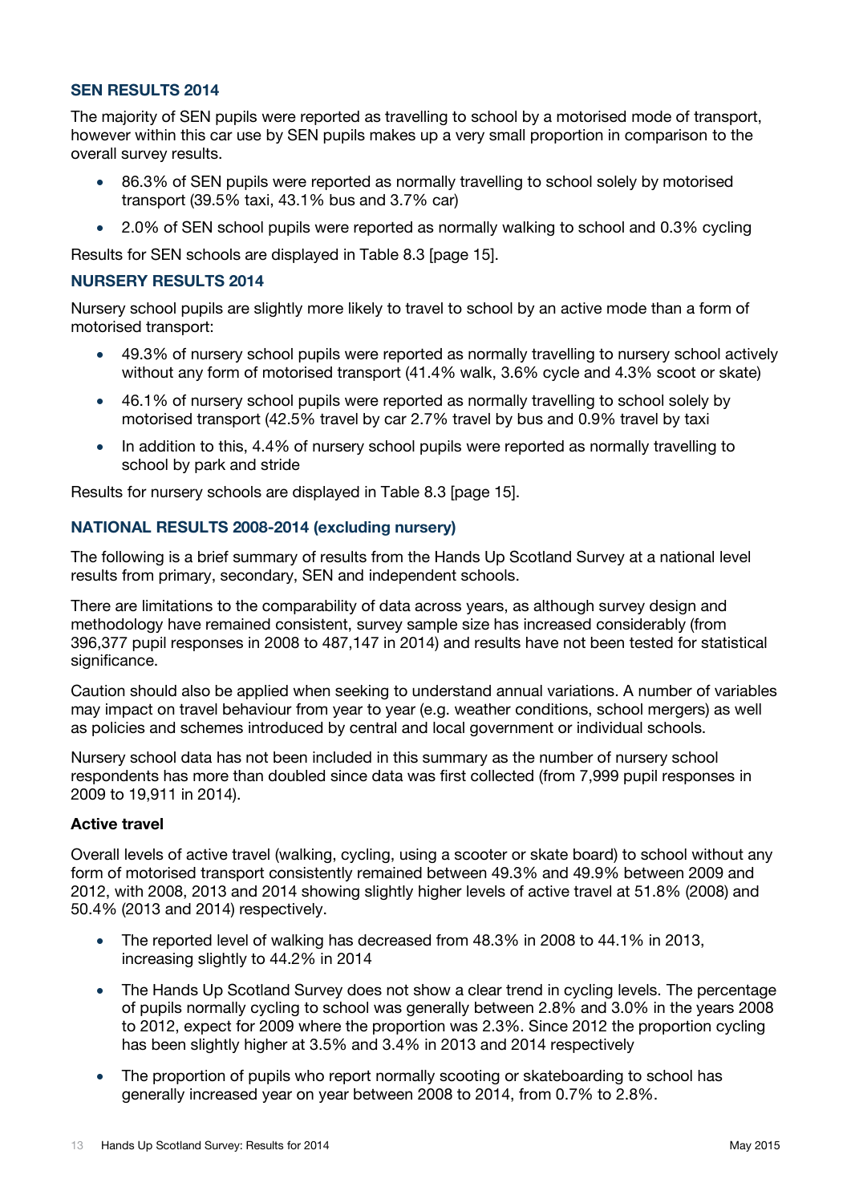### SEN RESULTS 2014

The majority of SEN pupils were reported as travelling to school by a motorised mode of transport, however within this car use by SEN pupils makes up a very small proportion in comparison to the overall survey results.

- 86.3% of SEN pupils were reported as normally travelling to school solely by motorised transport (39.5% taxi, 43.1% bus and 3.7% car)
- 2.0% of SEN school pupils were reported as normally walking to school and 0.3% cycling

Results for SEN schools are displayed in Table 8.3 [page 15].

### NURSERY RESULTS 2014

Nursery school pupils are slightly more likely to travel to school by an active mode than a form of motorised transport:

- 49.3% of nursery school pupils were reported as normally travelling to nursery school actively without any form of motorised transport (41.4% walk, 3.6% cycle and 4.3% scoot or skate)
- 46.1% of nursery school pupils were reported as normally travelling to school solely by motorised transport (42.5% travel by car 2.7% travel by bus and 0.9% travel by taxi
- In addition to this, 4.4% of nursery school pupils were reported as normally travelling to school by park and stride

Results for nursery schools are displayed in Table 8.3 [page 15].

### NATIONAL RESULTS 2008-2014 (excluding nursery)

The following is a brief summary of results from the Hands Up Scotland Survey at a national level results from primary, secondary, SEN and independent schools.

There are limitations to the comparability of data across years, as although survey design and methodology have remained consistent, survey sample size has increased considerably (from 396,377 pupil responses in 2008 to 487,147 in 2014) and results have not been tested for statistical significance.

Caution should also be applied when seeking to understand annual variations. A number of variables may impact on travel behaviour from year to year (e.g. weather conditions, school mergers) as well as policies and schemes introduced by central and local government or individual schools.

Nursery school data has not been included in this summary as the number of nursery school respondents has more than doubled since data was first collected (from 7,999 pupil responses in 2009 to 19,911 in 2014).

#### Active travel

Overall levels of active travel (walking, cycling, using a scooter or skate board) to school without any form of motorised transport consistently remained between 49.3% and 49.9% between 2009 and 2012, with 2008, 2013 and 2014 showing slightly higher levels of active travel at 51.8% (2008) and 50.4% (2013 and 2014) respectively.

- The reported level of walking has decreased from 48.3% in 2008 to 44.1% in 2013, increasing slightly to 44.2% in 2014
- The Hands Up Scotland Survey does not show a clear trend in cycling levels. The percentage of pupils normally cycling to school was generally between 2.8% and 3.0% in the years 2008 to 2012, expect for 2009 where the proportion was 2.3%. Since 2012 the proportion cycling has been slightly higher at 3.5% and 3.4% in 2013 and 2014 respectively
- The proportion of pupils who report normally scooting or skateboarding to school has generally increased year on year between 2008 to 2014, from 0.7% to 2.8%.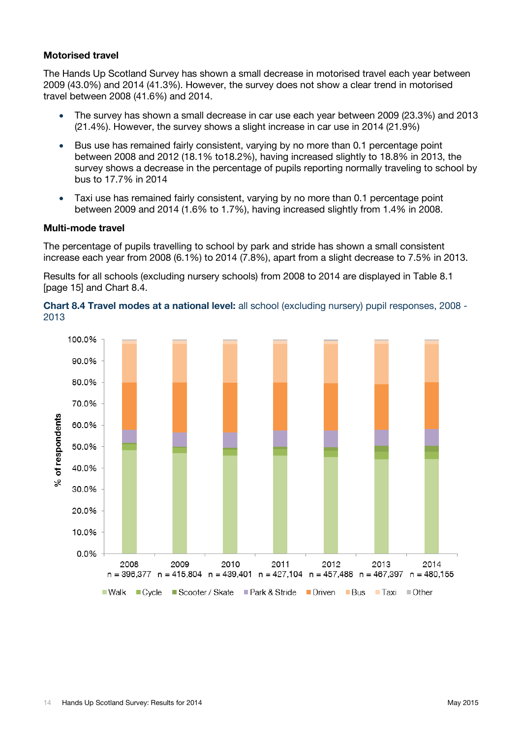### Motorised travel

The Hands Up Scotland Survey has shown a small decrease in motorised travel each year between 2009 (43.0%) and 2014 (41.3%). However, the survey does not show a clear trend in motorised travel between 2008 (41.6%) and 2014.

- The survey has shown a small decrease in car use each year between 2009 (23.3%) and 2013 (21.4%). However, the survey shows a slight increase in car use in 2014 (21.9%)
- Bus use has remained fairly consistent, varying by no more than 0.1 percentage point between 2008 and 2012 (18.1% to18.2%), having increased slightly to 18.8% in 2013, the survey shows a decrease in the percentage of pupils reporting normally traveling to school by bus to 17.7% in 2014
- Taxi use has remained fairly consistent, varying by no more than 0.1 percentage point between 2009 and 2014 (1.6% to 1.7%), having increased slightly from 1.4% in 2008.

### Multi-mode travel

The percentage of pupils travelling to school by park and stride has shown a small consistent increase each year from 2008 (6.1%) to 2014 (7.8%), apart from a slight decrease to 7.5% in 2013.

Results for all schools (excluding nursery schools) from 2008 to 2014 are displayed in Table 8.1 [page 15] and Chart 8.4.

**Chart 8.4 Travel modes at a national level:** all school (excluding nursery) pupil responses, 2008 - 2013

% of respondents

| | 2008 | 2009 | 2010 | 2011 | 2012 | 2013 | 2014 |
|---|---|---|---|---|---|---|---|
| | n = 396,377 | n = 415,804 | n = 439,401 | n = 427,104 | n = 457,488 | n = 467,397 | n = 480,155 |

Walk, Cycle, Scooter / Skate, Park & Stride, Driven, Bus, Taxi, Other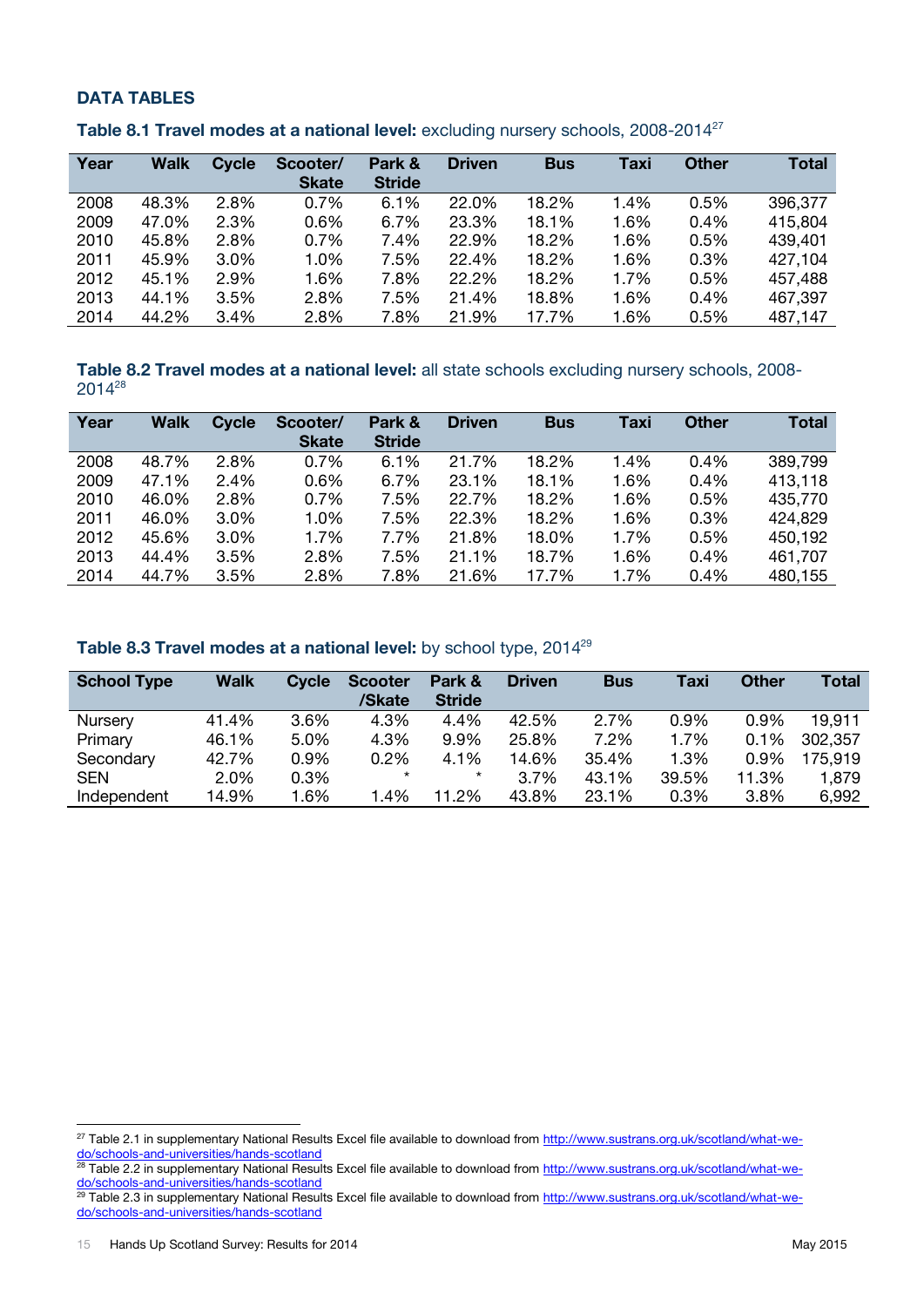## DATA TABLES

**Table 8.1 Travel modes at a national level:** excluding nursery schools, 2008-2014[27]

| Year | Walk | Cycle | Scooter/ Skate | Park & Stride | Driven | Bus | Taxi | Other | Total |
|---|---|---|---|---|---|---|---|---|---|
| 2008 | 48.3% | 2.8% | 0.7% | 6.1% | 22.0% | 18.2% | 1.4% | 0.5% | 396,377 |
| 2009 | 47.0% | 2.3% | 0.6% | 6.7% | 23.3% | 18.1% | 1.6% | 0.4% | 415,804 |
| 2010 | 45.8% | 2.8% | 0.7% | 7.4% | 22.9% | 18.2% | 1.6% | 0.5% | 439,401 |
| 2011 | 45.9% | 3.0% | 1.0% | 7.5% | 22.4% | 18.2% | 1.6% | 0.3% | 427,104 |
| 2012 | 45.1% | 2.9% | 1.6% | 7.8% | 22.2% | 18.2% | 1.7% | 0.5% | 457,488 |
| 2013 | 44.1% | 3.5% | 2.8% | 7.5% | 21.4% | 18.8% | 1.6% | 0.4% | 467,397 |
| 2014 | 44.2% | 3.4% | 2.8% | 7.8% | 21.9% | 17.7% | 1.6% | 0.5% | 487,147 |

**Table 8.2 Travel modes at a national level:** all state schools excluding nursery schools, 2008-2014[28]

| Year | Walk | Cycle | Scooter/ Skate | Park & Stride | Driven | Bus | Taxi | Other | Total |
|---|---|---|---|---|---|---|---|---|---|
| 2008 | 48.7% | 2.8% | 0.7% | 6.1% | 21.7% | 18.2% | 1.4% | 0.4% | 389,799 |
| 2009 | 47.1% | 2.4% | 0.6% | 6.7% | 23.1% | 18.1% | 1.6% | 0.4% | 413,118 |
| 2010 | 46.0% | 2.8% | 0.7% | 7.5% | 22.7% | 18.2% | 1.6% | 0.5% | 435,770 |
| 2011 | 46.0% | 3.0% | 1.0% | 7.5% | 22.3% | 18.2% | 1.6% | 0.3% | 424,829 |
| 2012 | 45.6% | 3.0% | 1.7% | 7.7% | 21.8% | 18.0% | 1.7% | 0.5% | 450,192 |
| 2013 | 44.4% | 3.5% | 2.8% | 7.5% | 21.1% | 18.7% | 1.6% | 0.4% | 461,707 |
| 2014 | 44.7% | 3.5% | 2.8% | 7.8% | 21.6% | 17.7% | 1.7% | 0.4% | 480,155 |

**Table 8.3 Travel modes at a national level:** by school type, 2014[29]

| School Type | Walk | Cycle | Scooter /Skate | Park & Stride | Driven | Bus | Taxi | Other | Total |
|---|---|---|---|---|---|---|---|---|---|
| Nursery | 41.4% | 3.6% | 4.3% | 4.4% | 42.5% | 2.7% | 0.9% | 0.9% | 19,911 |
| Primary | 46.1% | 5.0% | 4.3% | 9.9% | 25.8% | 7.2% | 1.7% | 0.1% | 302,357 |
| Secondary | 42.7% | 0.9% | 0.2% | 4.1% | 14.6% | 35.4% | 1.3% | 0.9% | 175,919 |
| SEN | 2.0% | 0.3% | * | * | 3.7% | 43.1% | 39.5% | 11.3% | 1,879 |
| Independent | 14.9% | 1.6% | 1.4% | 11.2% | 43.8% | 23.1% | 0.3% | 3.8% | 6,992 |

---

[27] Table 2.1 in supplementary National Results Excel file available to download from http://www.sustrans.org.uk/scotland/what-we-do/schools-and-universities/hands-scotland

[28] Table 2.2 in supplementary National Results Excel file available to download from http://www.sustrans.org.uk/scotland/what-we-do/schools-and-universities/hands-scotland

[29] Table 2.3 in supplementary National Results Excel file available to download from http://www.sustrans.org.uk/scotland/what-we-do/schools-and-universities/hands-scotland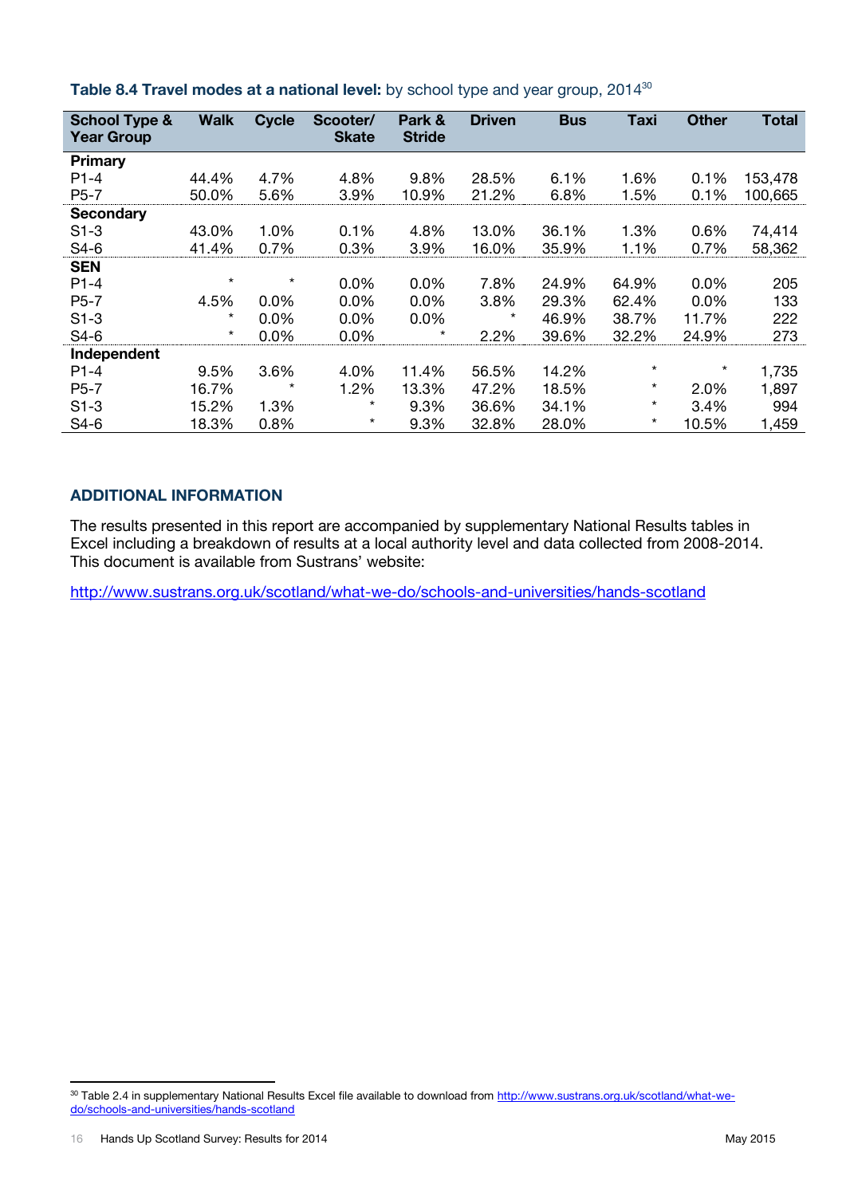**Table 8.4 Travel modes at a national level:** by school type and year group, 2014[30]

| School Type & Year Group | Walk | Cycle | Scooter/ Skate | Park & Stride | Driven | Bus | Taxi | Other | Total |
|---|---|---|---|---|---|---|---|---|---|
| **Primary** | | | | | | | | | |
| P1-4 | 44.4% | 4.7% | 4.8% | 9.8% | 28.5% | 6.1% | 1.6% | 0.1% | 153,478 |
| P5-7 | 50.0% | 5.6% | 3.9% | 10.9% | 21.2% | 6.8% | 1.5% | 0.1% | 100,665 |
| **Secondary** | | | | | | | | | |
| S1-3 | 43.0% | 1.0% | 0.1% | 4.8% | 13.0% | 36.1% | 1.3% | 0.6% | 74,414 |
| S4-6 | 41.4% | 0.7% | 0.3% | 3.9% | 16.0% | 35.9% | 1.1% | 0.7% | 58,362 |
| **SEN** | | | | | | | | | |
| P1-4 | * | * | 0.0% | 0.0% | 7.8% | 24.9% | 64.9% | 0.0% | 205 |
| P5-7 | 4.5% | 0.0% | 0.0% | 0.0% | 3.8% | 29.3% | 62.4% | 0.0% | 133 |
| S1-3 | * | 0.0% | 0.0% | 0.0% | * | 46.9% | 38.7% | 11.7% | 222 |
| S4-6 | * | 0.0% | 0.0% | * | 2.2% | 39.6% | 32.2% | 24.9% | 273 |
| **Independent** | | | | | | | | | |
| P1-4 | 9.5% | 3.6% | 4.0% | 11.4% | 56.5% | 14.2% | * | * | 1,735 |
| P5-7 | 16.7% | * | 1.2% | 13.3% | 47.2% | 18.5% | * | 2.0% | 1,897 |
| S1-3 | 15.2% | 1.3% | * | 9.3% | 36.6% | 34.1% | * | 3.4% | 994 |
| S4-6 | 18.3% | 0.8% | * | 9.3% | 32.8% | 28.0% | * | 10.5% | 1,459 |

## ADDITIONAL INFORMATION

The results presented in this report are accompanied by supplementary National Results tables in Excel including a breakdown of results at a local authority level and data collected from 2008-2014. This document is available from Sustrans' website:

http://www.sustrans.org.uk/scotland/what-we-do/schools-and-universities/hands-scotland

[30] Table 2.4 in supplementary National Results Excel file available to download from http://www.sustrans.org.uk/scotland/what-we-do/schools-and-universities/hands-scotland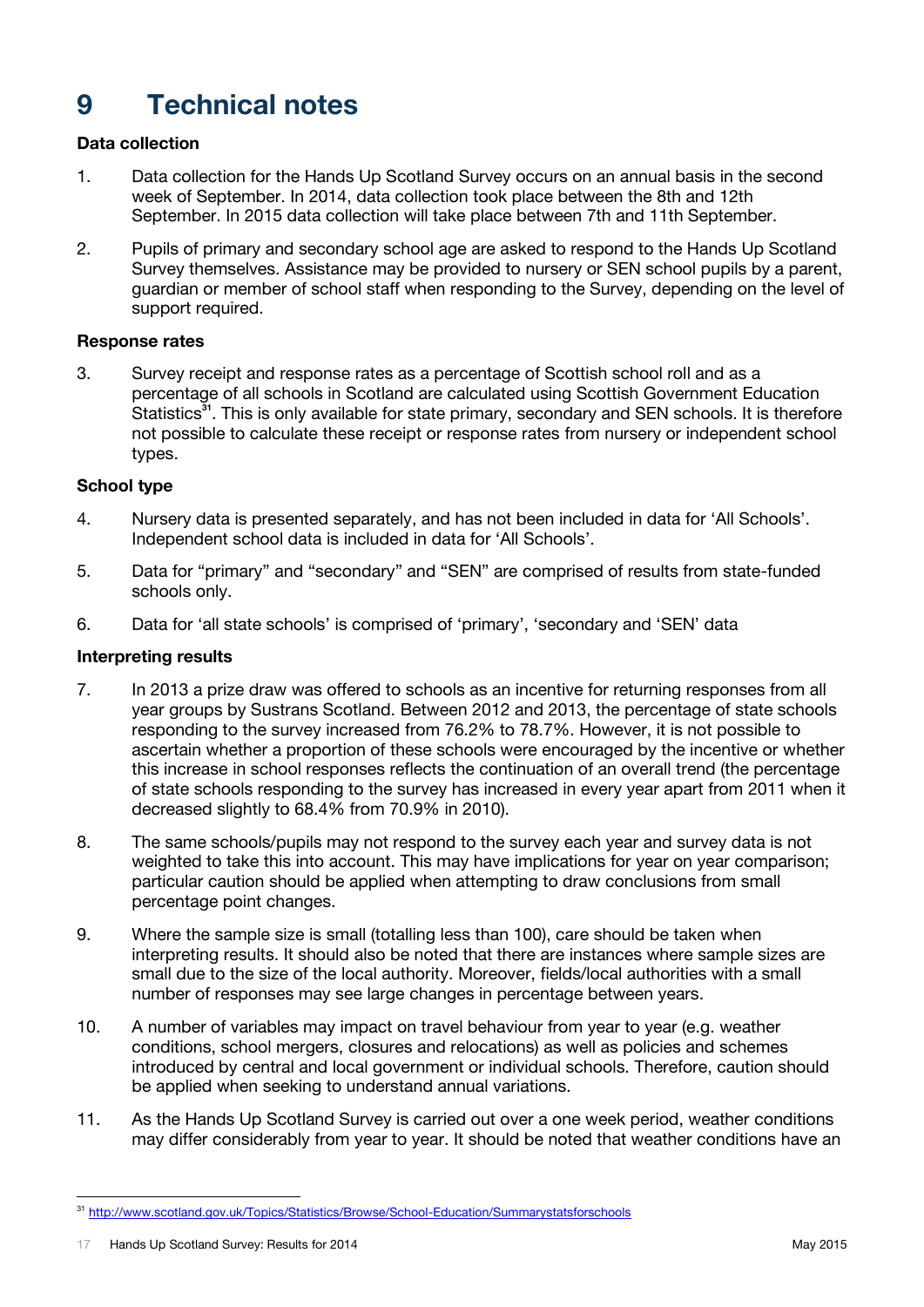# 9 Technical notes

**Data collection**

1. Data collection for the Hands Up Scotland Survey occurs on an annual basis in the second week of September. In 2014, data collection took place between the 8th and 12th September. In 2015 data collection will take place between 7th and 11th September.

2. Pupils of primary and secondary school age are asked to respond to the Hands Up Scotland Survey themselves. Assistance may be provided to nursery or SEN school pupils by a parent, guardian or member of school staff when responding to the Survey, depending on the level of support required.

**Response rates**

3. Survey receipt and response rates as a percentage of Scottish school roll and as a percentage of all schools in Scotland are calculated using Scottish Government Education Statistics[31]. This is only available for state primary, secondary and SEN schools. It is therefore not possible to calculate these receipt or response rates from nursery or independent school types.

**School type**

4. Nursery data is presented separately, and has not been included in data for 'All Schools'. Independent school data is included in data for 'All Schools'.

5. Data for "primary" and "secondary" and "SEN" are comprised of results from state-funded schools only.

6. Data for 'all state schools' is comprised of 'primary', 'secondary and 'SEN' data

**Interpreting results**

7. In 2013 a prize draw was offered to schools as an incentive for returning responses from all year groups by Sustrans Scotland. Between 2012 and 2013, the percentage of state schools responding to the survey increased from 76.2% to 78.7%. However, it is not possible to ascertain whether a proportion of these schools were encouraged by the incentive or whether this increase in school responses reflects the continuation of an overall trend (the percentage of state schools responding to the survey has increased in every year apart from 2011 when it decreased slightly to 68.4% from 70.9% in 2010).

8. The same schools/pupils may not respond to the survey each year and survey data is not weighted to take this into account. This may have implications for year on year comparison; particular caution should be applied when attempting to draw conclusions from small percentage point changes.

9. Where the sample size is small (totalling less than 100), care should be taken when interpreting results. It should also be noted that there are instances where sample sizes are small due to the size of the local authority. Moreover, fields/local authorities with a small number of responses may see large changes in percentage between years.

10. A number of variables may impact on travel behaviour from year to year (e.g. weather conditions, school mergers, closures and relocations) as well as policies and schemes introduced by central and local government or individual schools. Therefore, caution should be applied when seeking to understand annual variations.

11. As the Hands Up Scotland Survey is carried out over a one week period, weather conditions may differ considerably from year to year. It should be noted that weather conditions have an

[31] http://www.scotland.gov.uk/Topics/Statistics/Browse/School-Education/Summarystatsforschools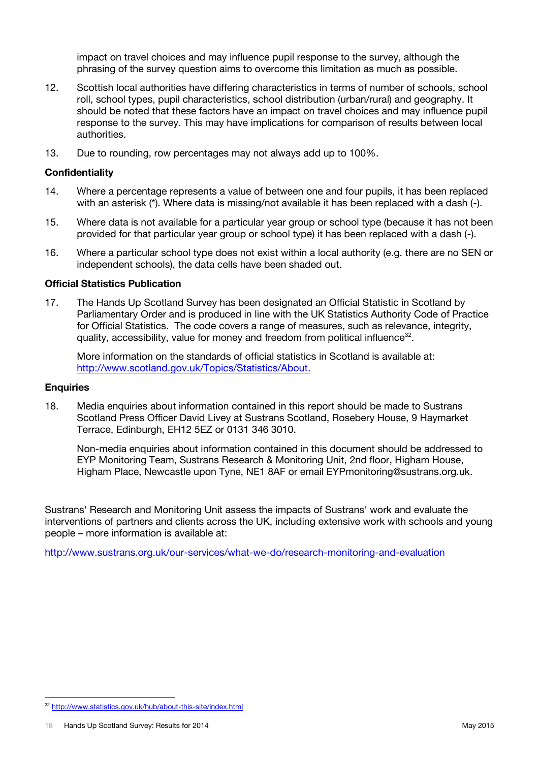impact on travel choices and may influence pupil response to the survey, although the phrasing of the survey question aims to overcome this limitation as much as possible.

12. Scottish local authorities have differing characteristics in terms of number of schools, school roll, school types, pupil characteristics, school distribution (urban/rural) and geography. It should be noted that these factors have an impact on travel choices and may influence pupil response to the survey. This may have implications for comparison of results between local authorities.

13. Due to rounding, row percentages may not always add up to 100%.

**Confidentiality**

14. Where a percentage represents a value of between one and four pupils, it has been replaced with an asterisk (*). Where data is missing/not available it has been replaced with a dash (-).

15. Where data is not available for a particular year group or school type (because it has not been provided for that particular year group or school type) it has been replaced with a dash (-).

16. Where a particular school type does not exist within a local authority (e.g. there are no SEN or independent schools), the data cells have been shaded out.

**Official Statistics Publication**

17. The Hands Up Scotland Survey has been designated an Official Statistic in Scotland by Parliamentary Order and is produced in line with the UK Statistics Authority Code of Practice for Official Statistics. The code covers a range of measures, such as relevance, integrity, quality, accessibility, value for money and freedom from political influence[32].

    More information on the standards of official statistics in Scotland is available at: http://www.scotland.gov.uk/Topics/Statistics/About.

**Enquiries**

18. Media enquiries about information contained in this report should be made to Sustrans Scotland Press Officer David Livey at Sustrans Scotland, Rosebery House, 9 Haymarket Terrace, Edinburgh, EH12 5EZ or 0131 346 3010.

    Non-media enquiries about information contained in this document should be addressed to EYP Monitoring Team, Sustrans Research & Monitoring Unit, 2nd floor, Higham House, Higham Place, Newcastle upon Tyne, NE1 8AF or email EYPmonitoring@sustrans.org.uk.

Sustrans' Research and Monitoring Unit assess the impacts of Sustrans' work and evaluate the interventions of partners and clients across the UK, including extensive work with schools and young people – more information is available at:

http://www.sustrans.org.uk/our-services/what-we-do/research-monitoring-and-evaluation

[32] http://www.statistics.gov.uk/hub/about-this-site/index.html